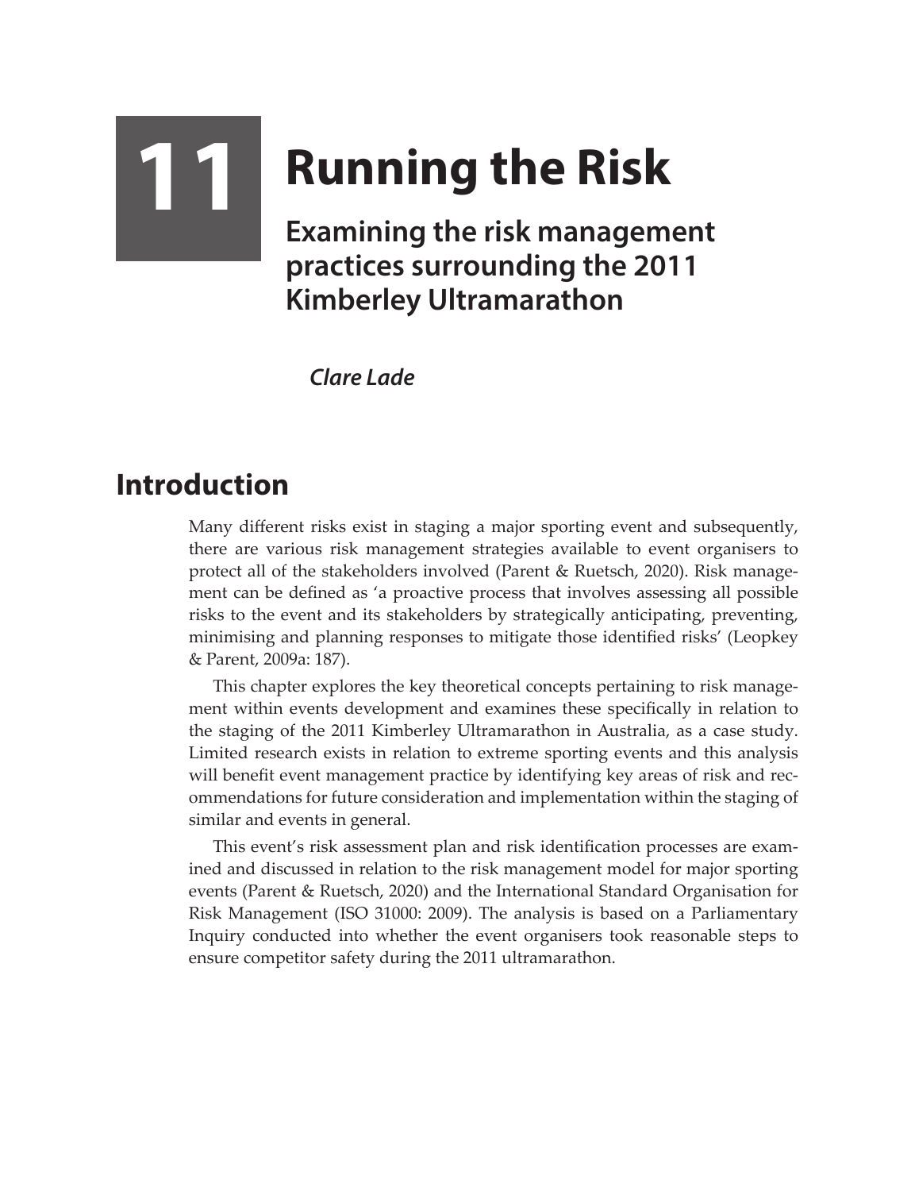# 11 Running the Risk

## Examining the risk management practices surrounding the 2011 Kimberley Ultramarathon

***Clare Lade***

## Introduction

Many different risks exist in staging a major sporting event and subsequently, there are various risk management strategies available to event organisers to protect all of the stakeholders involved (Parent & Ruetsch, 2020). Risk management can be defined as 'a proactive process that involves assessing all possible risks to the event and its stakeholders by strategically anticipating, preventing, minimising and planning responses to mitigate those identified risks' (Leopkey & Parent, 2009a: 187).

This chapter explores the key theoretical concepts pertaining to risk management within events development and examines these specifically in relation to the staging of the 2011 Kimberley Ultramarathon in Australia, as a case study. Limited research exists in relation to extreme sporting events and this analysis will benefit event management practice by identifying key areas of risk and recommendations for future consideration and implementation within the staging of similar and events in general.

This event's risk assessment plan and risk identification processes are examined and discussed in relation to the risk management model for major sporting events (Parent & Ruetsch, 2020) and the International Standard Organisation for Risk Management (ISO 31000: 2009). The analysis is based on a Parliamentary Inquiry conducted into whether the event organisers took reasonable steps to ensure competitor safety during the 2011 ultramarathon.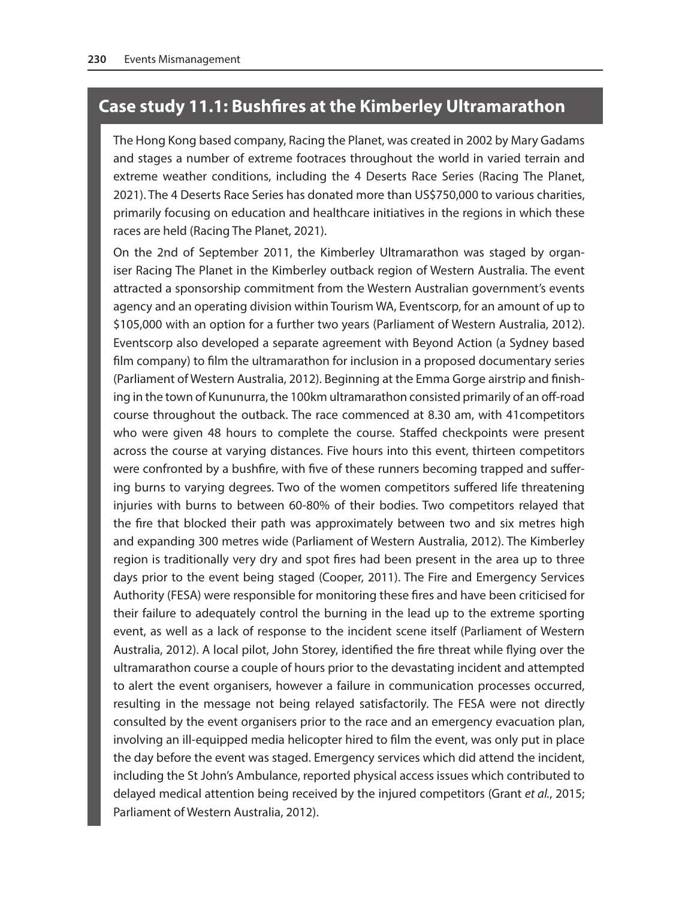## Case study 11.1: Bushfires at the Kimberley Ultramarathon

The Hong Kong based company, Racing the Planet, was created in 2002 by Mary Gadams and stages a number of extreme footraces throughout the world in varied terrain and extreme weather conditions, including the 4 Deserts Race Series (Racing The Planet, 2021). The 4 Deserts Race Series has donated more than US$750,000 to various charities, primarily focusing on education and healthcare initiatives in the regions in which these races are held (Racing The Planet, 2021).

On the 2nd of September 2011, the Kimberley Ultramarathon was staged by organiser Racing The Planet in the Kimberley outback region of Western Australia. The event attracted a sponsorship commitment from the Western Australian government's events agency and an operating division within Tourism WA, Eventscorp, for an amount of up to $105,000 with an option for a further two years (Parliament of Western Australia, 2012). Eventscorp also developed a separate agreement with Beyond Action (a Sydney based film company) to film the ultramarathon for inclusion in a proposed documentary series (Parliament of Western Australia, 2012). Beginning at the Emma Gorge airstrip and finishing in the town of Kununurra, the 100km ultramarathon consisted primarily of an off-road course throughout the outback. The race commenced at 8.30 am, with 41competitors who were given 48 hours to complete the course. Staffed checkpoints were present across the course at varying distances. Five hours into this event, thirteen competitors were confronted by a bushfire, with five of these runners becoming trapped and suffering burns to varying degrees. Two of the women competitors suffered life threatening injuries with burns to between 60-80% of their bodies. Two competitors relayed that the fire that blocked their path was approximately between two and six metres high and expanding 300 metres wide (Parliament of Western Australia, 2012). The Kimberley region is traditionally very dry and spot fires had been present in the area up to three days prior to the event being staged (Cooper, 2011). The Fire and Emergency Services Authority (FESA) were responsible for monitoring these fires and have been criticised for their failure to adequately control the burning in the lead up to the extreme sporting event, as well as a lack of response to the incident scene itself (Parliament of Western Australia, 2012). A local pilot, John Storey, identified the fire threat while flying over the ultramarathon course a couple of hours prior to the devastating incident and attempted to alert the event organisers, however a failure in communication processes occurred, resulting in the message not being relayed satisfactorily. The FESA were not directly consulted by the event organisers prior to the race and an emergency evacuation plan, involving an ill-equipped media helicopter hired to film the event, was only put in place the day before the event was staged. Emergency services which did attend the incident, including the St John's Ambulance, reported physical access issues which contributed to delayed medical attention being received by the injured competitors (Grant *et al.*, 2015; Parliament of Western Australia, 2012).